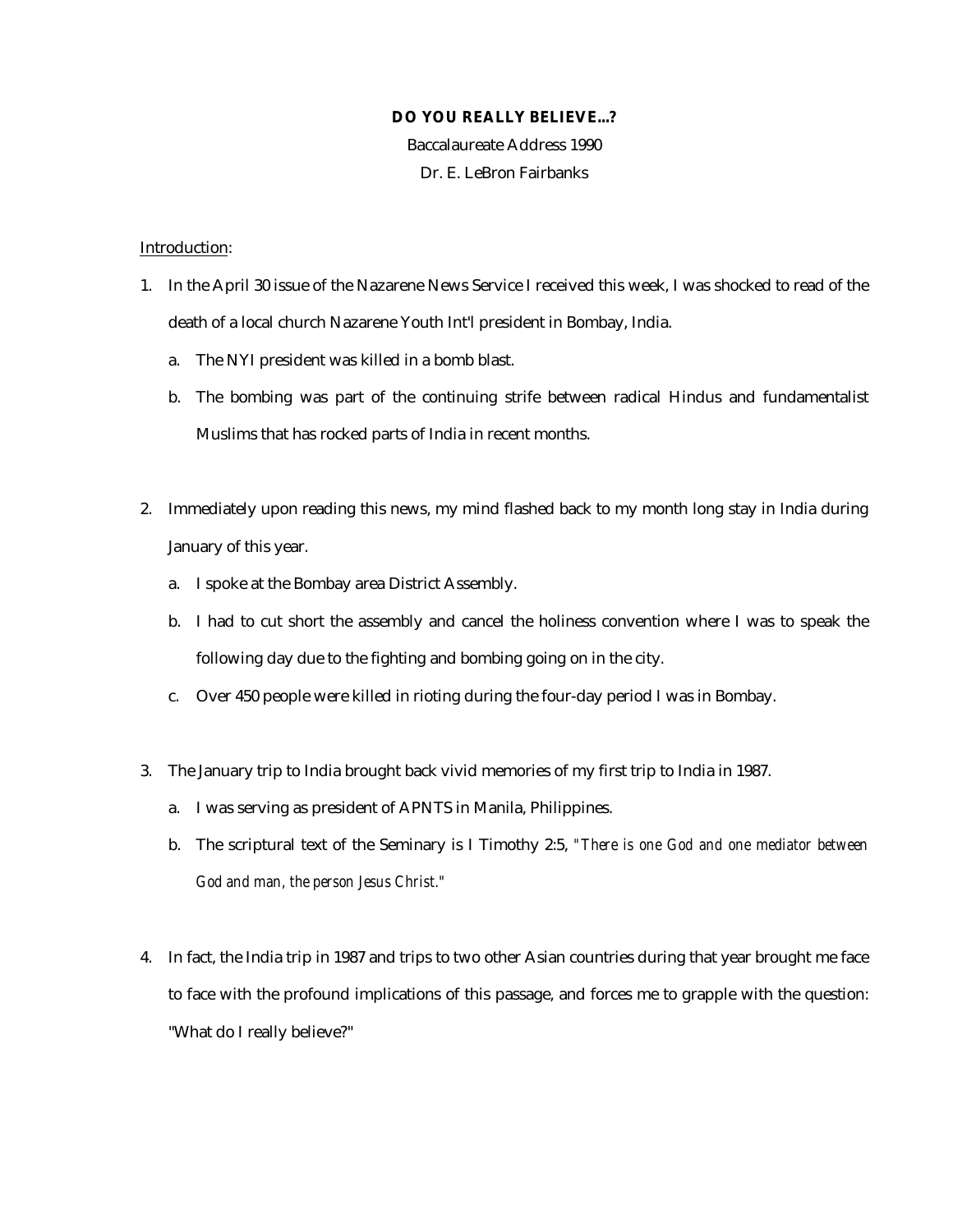# DO YOU REALLY BELIEVE...?

Baccalaureate Address 1990

Dr. E. LeBron Fairbanks

Introduction:

1. In the April 30 issue of the Nazarene News Service I received this week, I was shocked to read of the death of a local church Nazarene Youth Int'l president in Bombay, India.
   a. The NYI president was killed in a bomb blast.
   b. The bombing was part of the continuing strife between radical Hindus and fundamentalist Muslims that has rocked parts of India in recent months.

2. Immediately upon reading this news, my mind flashed back to my month long stay in India during January of this year.
   a. I spoke at the Bombay area District Assembly.
   b. I had to cut short the assembly and cancel the holiness convention where I was to speak the following day due to the fighting and bombing going on in the city.
   c. Over 450 people were killed in rioting during the four-day period I was in Bombay.

3. The January trip to India brought back vivid memories of my first trip to India in 1987.
   a. I was serving as president of APNTS in Manila, Philippines.
   b. The scriptural text of the Seminary is I Timothy 2:5, *"There is one God and one mediator between God and man, the person Jesus Christ."*

4. In fact, the India trip in 1987 and trips to two other Asian countries during that year brought me face to face with the profound implications of this passage, and forces me to grapple with the question: "What do I really believe?"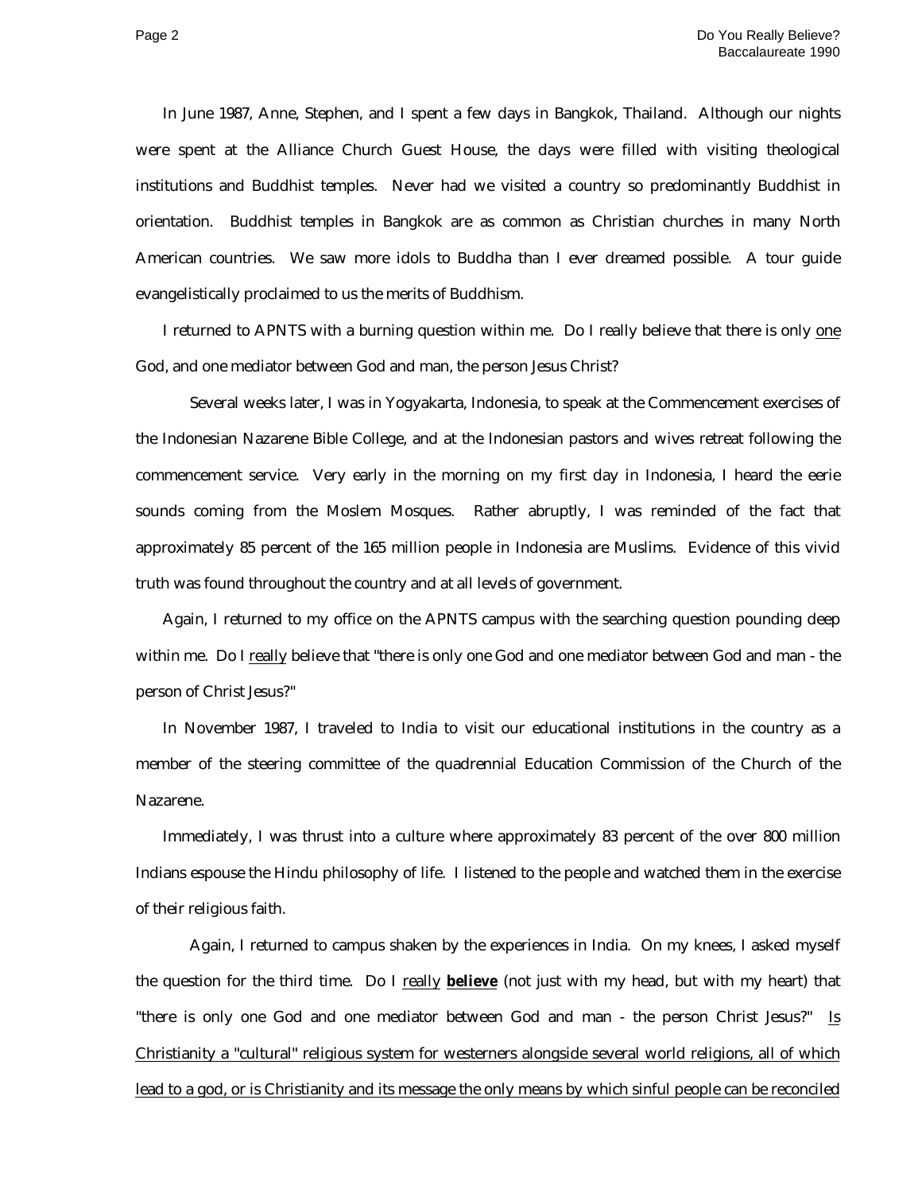In June 1987, Anne, Stephen, and I spent a few days in Bangkok, Thailand. Although our nights were spent at the Alliance Church Guest House, the days were filled with visiting theological institutions and Buddhist temples. Never had we visited a country so predominantly Buddhist in orientation. Buddhist temples in Bangkok are as common as Christian churches in many North American countries. We saw more idols to Buddha than I ever dreamed possible. A tour guide evangelistically proclaimed to us the merits of Buddhism.

I returned to APNTS with a burning question within me. Do I really believe that there is only <u>one</u> God, and one mediator between God and man, the person Jesus Christ?

Several weeks later, I was in Yogyakarta, Indonesia, to speak at the Commencement exercises of the Indonesian Nazarene Bible College, and at the Indonesian pastors and wives retreat following the commencement service. Very early in the morning on my first day in Indonesia, I heard the eerie sounds coming from the Moslem Mosques. Rather abruptly, I was reminded of the fact that approximately 85 percent of the 165 million people in Indonesia are Muslims. Evidence of this vivid truth was found throughout the country and at all levels of government.

Again, I returned to my office on the APNTS campus with the searching question pounding deep within me. Do I <u>really</u> believe that "there is only one God and one mediator between God and man - the person of Christ Jesus?"

In November 1987, I traveled to India to visit our educational institutions in the country as a member of the steering committee of the quadrennial Education Commission of the Church of the Nazarene.

Immediately, I was thrust into a culture where approximately 83 percent of the over 800 million Indians espouse the Hindu philosophy of life. I listened to the people and watched them in the exercise of their religious faith.

Again, I returned to campus shaken by the experiences in India. On my knees, I asked myself the question for the third time. Do I <u>really</u> <u>**believe**</u> (not just with my head, but with my heart) that "there is only one God and one mediator between God and man - the person Christ Jesus?" <u>Is Christianity a "cultural" religious system for westerners alongside several world religions, all of which lead to a god, or is Christianity and its message the only means by which sinful people can be reconciled</u>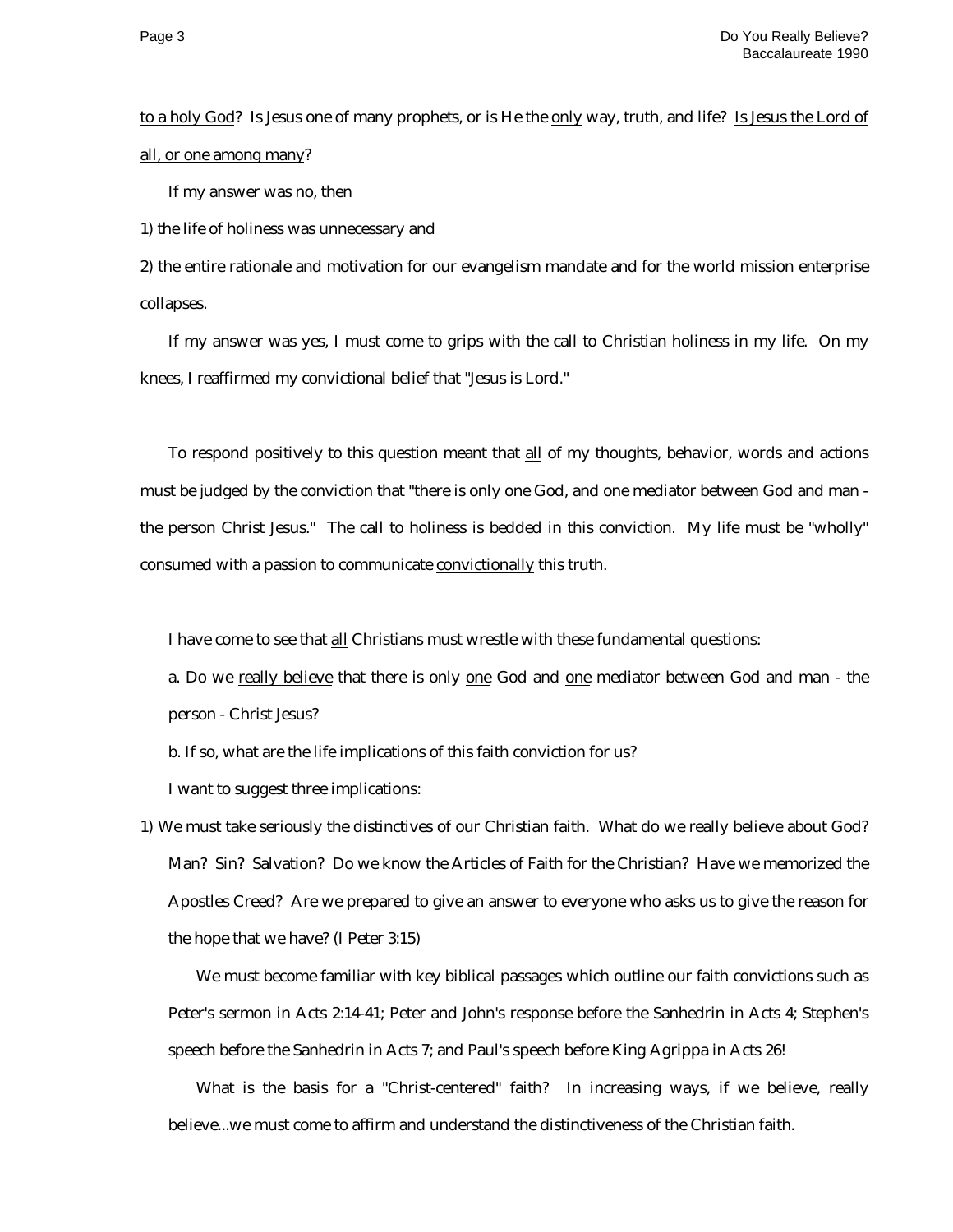to a holy God? Is Jesus one of many prophets, or is He the only way, truth, and life? Is Jesus the Lord of all, or one among many?

If my answer was no, then

1) the life of holiness was unnecessary and

2) the entire rationale and motivation for our evangelism mandate and for the world mission enterprise collapses.

If my answer was yes, I must come to grips with the call to Christian holiness in my life. On my knees, I reaffirmed my convictional belief that "Jesus is Lord."

To respond positively to this question meant that all of my thoughts, behavior, words and actions must be judged by the conviction that "there is only one God, and one mediator between God and man - the person Christ Jesus." The call to holiness is bedded in this conviction. My life must be "wholly" consumed with a passion to communicate convictionally this truth.

I have come to see that all Christians must wrestle with these fundamental questions:

a. Do we really believe that there is only one God and one mediator between God and man - the person - Christ Jesus?

b. If so, what are the life implications of this faith conviction for us?

I want to suggest three implications:

1) We must take seriously the distinctives of our Christian faith. What do we really believe about God? Man? Sin? Salvation? Do we know the Articles of Faith for the Christian? Have we memorized the Apostles Creed? Are we prepared to give an answer to everyone who asks us to give the reason for the hope that we have? (I Peter 3:15)

   We must become familiar with key biblical passages which outline our faith convictions such as Peter's sermon in Acts 2:14-41; Peter and John's response before the Sanhedrin in Acts 4; Stephen's speech before the Sanhedrin in Acts 7; and Paul's speech before King Agrippa in Acts 26!

   What is the basis for a "Christ-centered" faith? In increasing ways, if we believe, really believe...we must come to affirm and understand the distinctiveness of the Christian faith.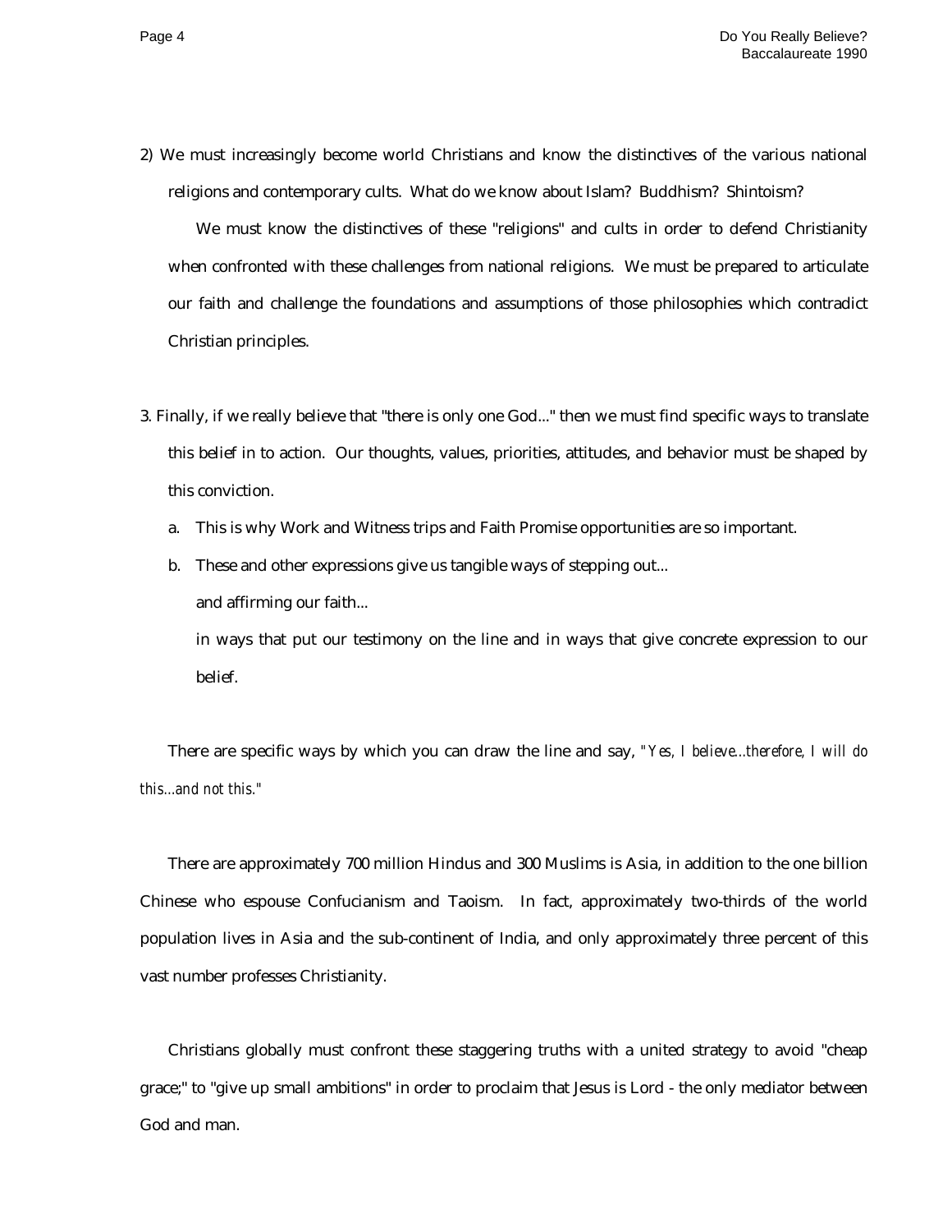2) We must increasingly become world Christians and know the distinctives of the various national religions and contemporary cults. What do we know about Islam? Buddhism? Shintoism?

We must know the distinctives of these "religions" and cults in order to defend Christianity when confronted with these challenges from national religions. We must be prepared to articulate our faith and challenge the foundations and assumptions of those philosophies which contradict Christian principles.

3. Finally, if we really believe that "there is only one God..." then we must find specific ways to translate this belief in to action. Our thoughts, values, priorities, attitudes, and behavior must be shaped by this conviction.

   a. This is why Work and Witness trips and Faith Promise opportunities are so important.

   b. These and other expressions give us tangible ways of stepping out...

      and affirming our faith...

      in ways that put our testimony on the line and in ways that give concrete expression to our belief.

There are specific ways by which you can draw the line and say, *"Yes, I believe...therefore, I will do this...and not this."*

There are approximately 700 million Hindus and 300 Muslims is Asia, in addition to the one billion Chinese who espouse Confucianism and Taoism. In fact, approximately two-thirds of the world population lives in Asia and the sub-continent of India, and only approximately three percent of this vast number professes Christianity.

Christians globally must confront these staggering truths with a united strategy to avoid "cheap grace;" to "give up small ambitions" in order to proclaim that Jesus is Lord - the only mediator between God and man.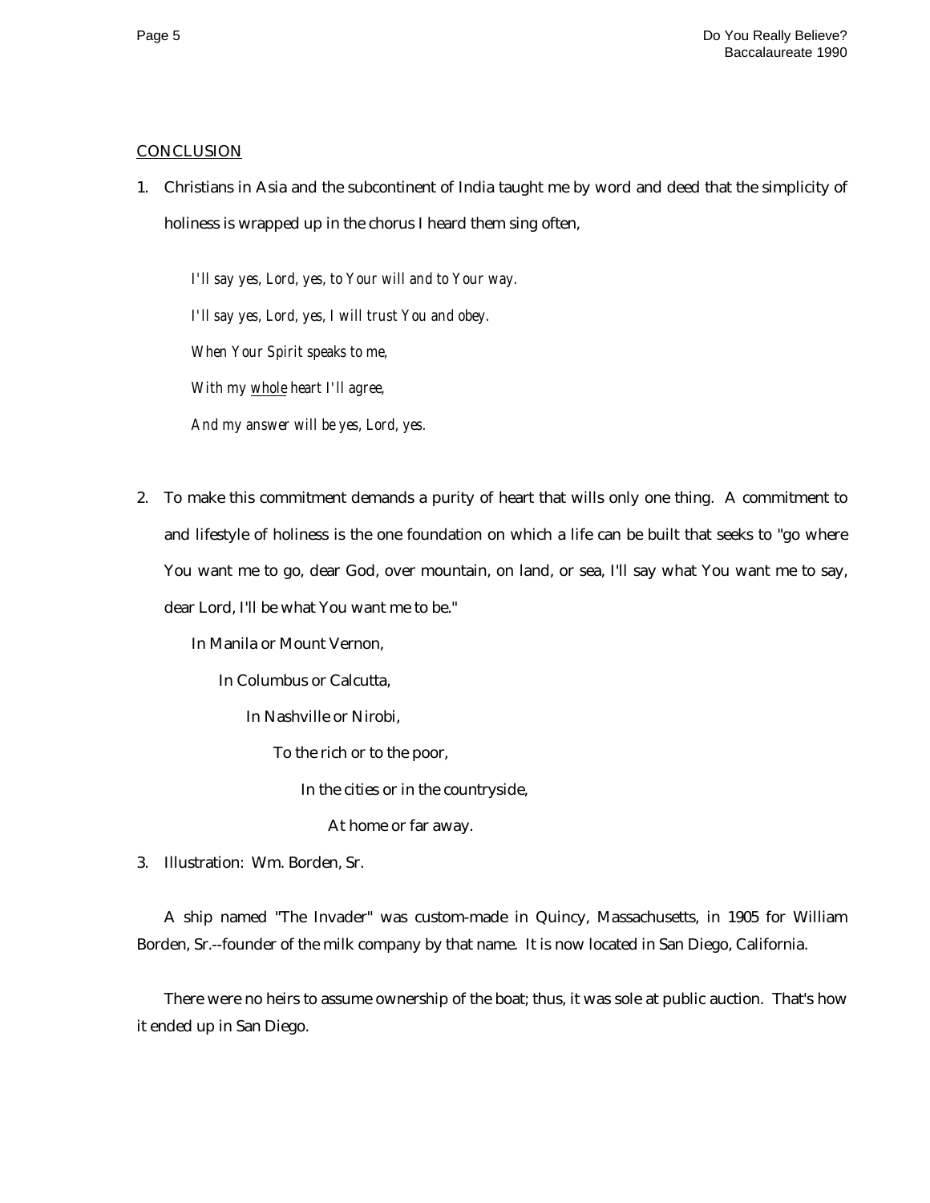CONCLUSION

1. Christians in Asia and the subcontinent of India taught me by word and deed that the simplicity of holiness is wrapped up in the chorus I heard them sing often,

   *I'll say yes, Lord, yes, to Your will and to Your way.*

   *I'll say yes, Lord, yes, I will trust You and obey.*

   *When Your Spirit speaks to me,*

   *With my whole heart I'll agree,*

   *And my answer will be yes, Lord, yes.*

2. To make this commitment demands a purity of heart that wills only one thing. A commitment to and lifestyle of holiness is the one foundation on which a life can be built that seeks to "go where You want me to go, dear God, over mountain, on land, or sea, I'll say what You want me to say, dear Lord, I'll be what You want me to be."

   In Manila or Mount Vernon,

   In Columbus or Calcutta,

   In Nashville or Nirobi,

   To the rich or to the poor,

   In the cities or in the countryside,

   At home or far away.

3. Illustration: Wm. Borden, Sr.

A ship named "The Invader" was custom-made in Quincy, Massachusetts, in 1905 for William Borden, Sr.--founder of the milk company by that name. It is now located in San Diego, California.

There were no heirs to assume ownership of the boat; thus, it was sole at public auction. That's how it ended up in San Diego.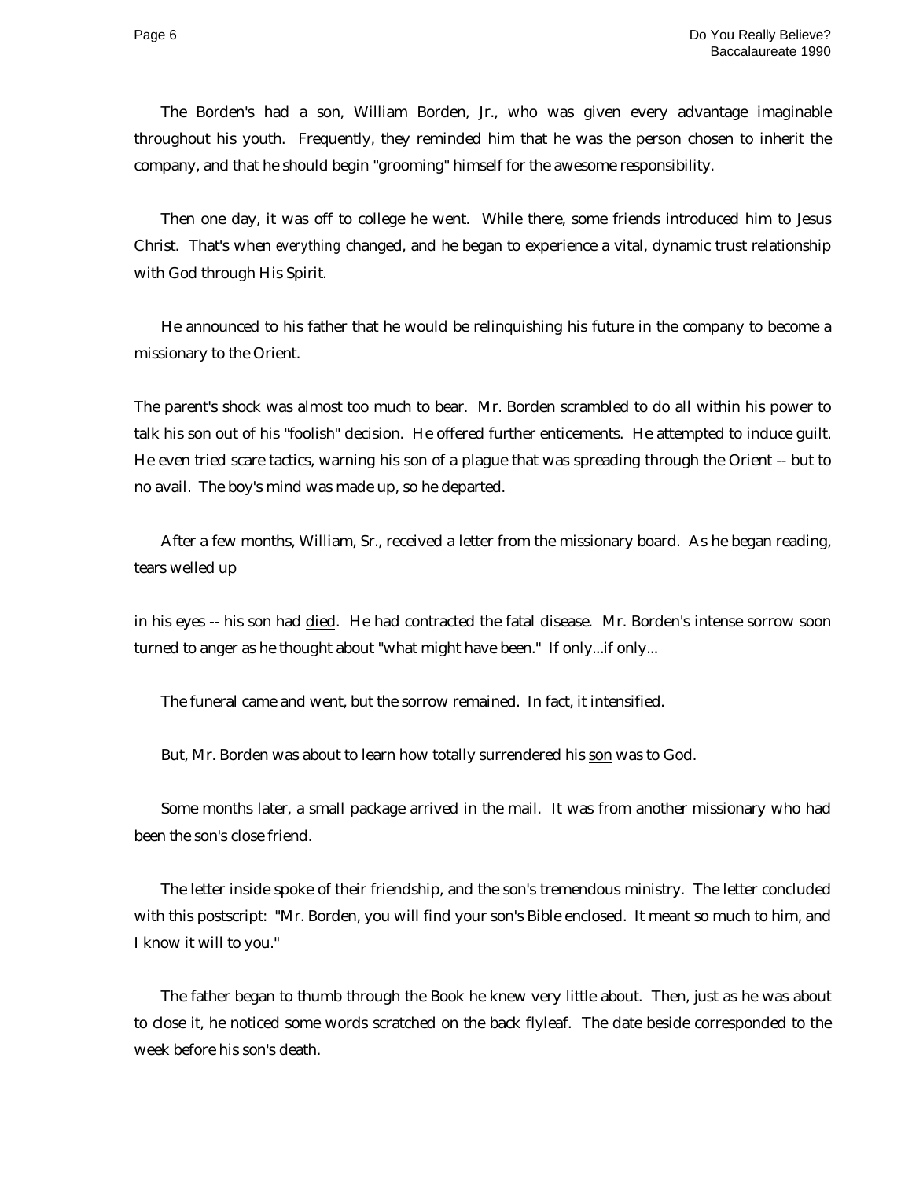The Borden's had a son, William Borden, Jr., who was given every advantage imaginable throughout his youth. Frequently, they reminded him that he was the person chosen to inherit the company, and that he should begin "grooming" himself for the awesome responsibility.

Then one day, it was off to college he went. While there, some friends introduced him to Jesus Christ. That's when *everything* changed, and he began to experience a vital, dynamic trust relationship with God through His Spirit.

He announced to his father that he would be relinquishing his future in the company to become a missionary to the Orient.

The parent's shock was almost too much to bear. Mr. Borden scrambled to do all within his power to talk his son out of his "foolish" decision. He offered further enticements. He attempted to induce guilt. He even tried scare tactics, warning his son of a plague that was spreading through the Orient -- but to no avail. The boy's mind was made up, so he departed.

After a few months, William, Sr., received a letter from the missionary board. As he began reading, tears welled up in his eyes -- his son had <u>died</u>. He had contracted the fatal disease. Mr. Borden's intense sorrow soon turned to anger as he thought about "what might have been." If only...if only...

The funeral came and went, but the sorrow remained. In fact, it intensified.

But, Mr. Borden was about to learn how totally surrendered his <u>son</u> was to God.

Some months later, a small package arrived in the mail. It was from another missionary who had been the son's close friend.

The letter inside spoke of their friendship, and the son's tremendous ministry. The letter concluded with this postscript: "Mr. Borden, you will find your son's Bible enclosed. It meant so much to him, and I know it will to you."

The father began to thumb through the Book he knew very little about. Then, just as he was about to close it, he noticed some words scratched on the back flyleaf. The date beside corresponded to the week before his son's death.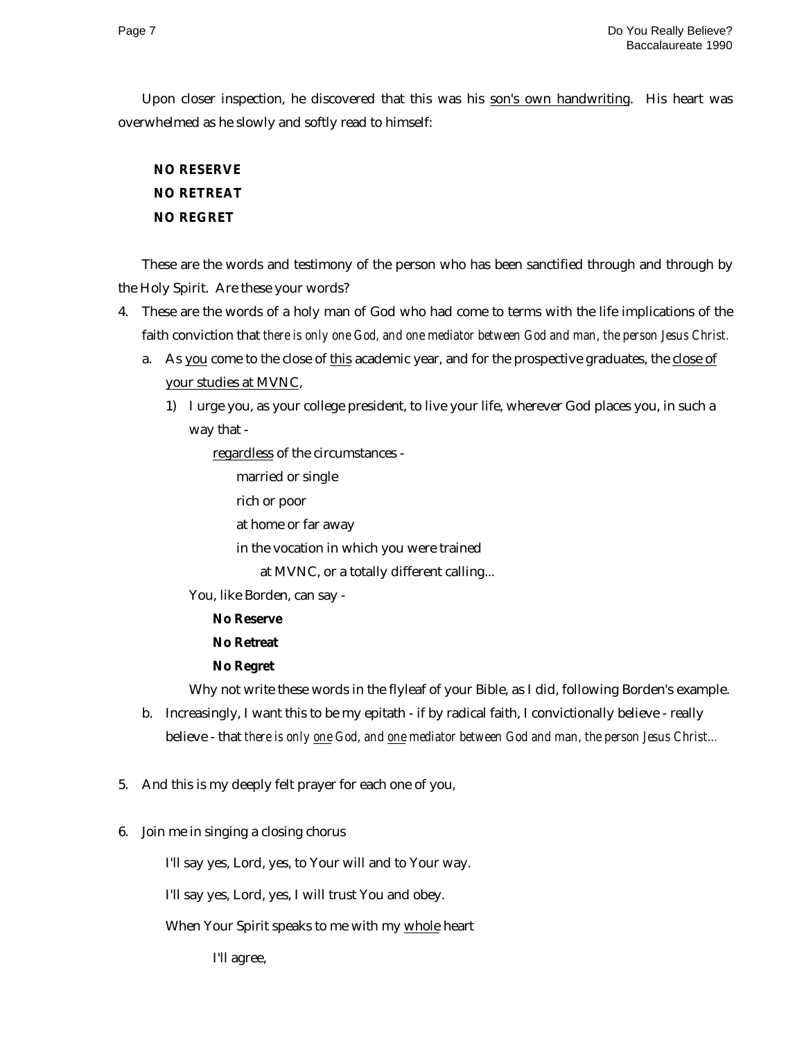Upon closer inspection, he discovered that this was his <u>son's own handwriting</u>. His heart was overwhelmed as he slowly and softly read to himself:

**NO RESERVE**
**NO RETREAT**
**NO REGRET**

These are the words and testimony of the person who has been sanctified through and through by the Holy Spirit. Are these your words?

4. These are the words of a holy man of God who had come to terms with the life implications of the faith conviction that *there is only one God, and one mediator between God and man, the person Jesus Christ.*
   a. As <u>you</u> come to the close of <u>this</u> academic year, and for the prospective graduates, the <u>close of your studies at MVNC</u>,
      1) I urge you, as your college president, to live your life, wherever God places you, in such a way that -

         <u>regardless</u> of the circumstances -
            married or single
            rich or poor
            at home or far away
            in the vocation in which you were trained
               at MVNC, or a totally different calling...

         You, like Borden, can say -

         **No Reserve**
         **No Retreat**
         **No Regret**

         Why not write these words in the flyleaf of your Bible, as I did, following Borden's example.
   b. Increasingly, I want this to be my epitath - if by radical faith, I convictionally believe - really believe - that *there is only <u>one</u> God, and <u>one</u> mediator between God and man, the person Jesus Christ...*

5. And this is my deeply felt prayer for each one of you,

6. Join me in singing a closing chorus

   I'll say yes, Lord, yes, to Your will and to Your way.

   I'll say yes, Lord, yes, I will trust You and obey.

   When Your Spirit speaks to me with my <u>whole</u> heart

      I'll agree,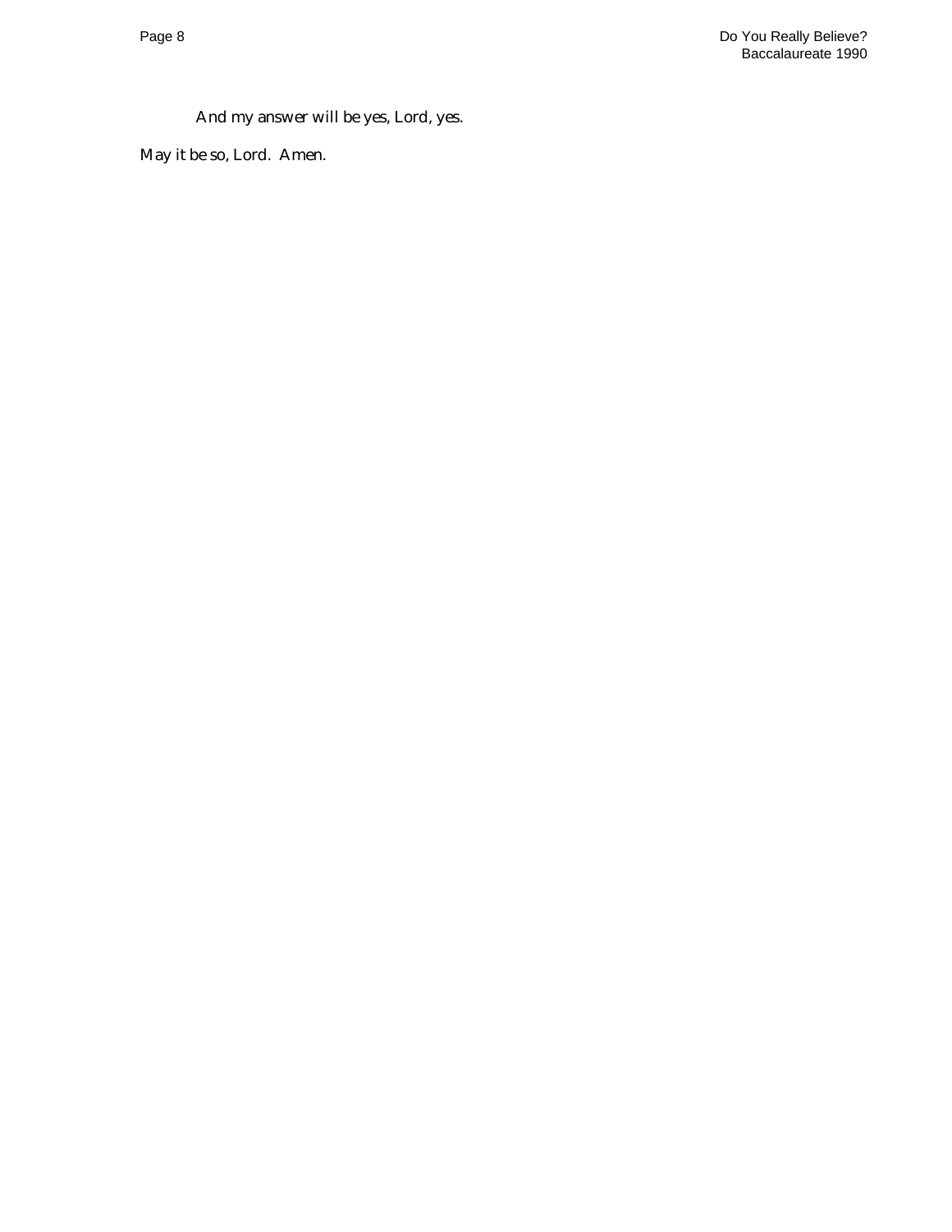And my answer will be yes, Lord, yes.

May it be so, Lord. Amen.